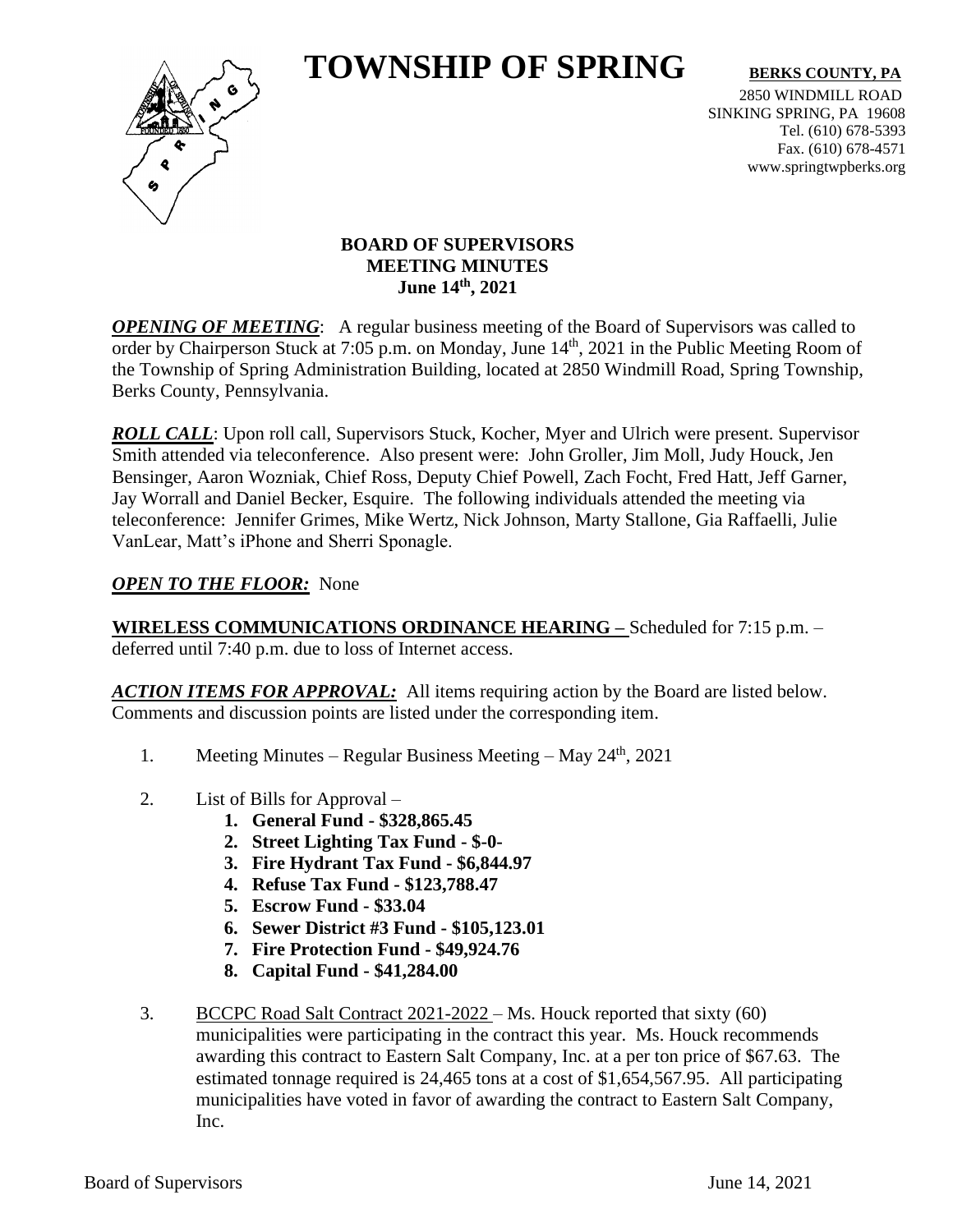# TOWNSHIP OF SPRING

**BERKS COUNTY, PA**

2850 WINDMILL ROAD
SINKING SPRING, PA 19608
Tel. (610) 678-5393
Fax. (610) 678-4571
www.springtwpberks.org

## BOARD OF SUPERVISORS
## MEETING MINUTES
## June 14th, 2021

***OPENING OF MEETING***: A regular business meeting of the Board of Supervisors was called to order by Chairperson Stuck at 7:05 p.m. on Monday, June 14th, 2021 in the Public Meeting Room of the Township of Spring Administration Building, located at 2850 Windmill Road, Spring Township, Berks County, Pennsylvania.

***ROLL CALL***: Upon roll call, Supervisors Stuck, Kocher, Myer and Ulrich were present. Supervisor Smith attended via teleconference. Also present were: John Groller, Jim Moll, Judy Houck, Jen Bensinger, Aaron Wozniak, Chief Ross, Deputy Chief Powell, Zach Focht, Fred Hatt, Jeff Garner, Jay Worrall and Daniel Becker, Esquire. The following individuals attended the meeting via teleconference: Jennifer Grimes, Mike Wertz, Nick Johnson, Marty Stallone, Gia Raffaelli, Julie VanLear, Matt's iPhone and Sherri Sponagle.

***OPEN TO THE FLOOR:*** None

**WIRELESS COMMUNICATIONS ORDINANCE HEARING –** Scheduled for 7:15 p.m. – deferred until 7:40 p.m. due to loss of Internet access.

***ACTION ITEMS FOR APPROVAL:*** All items requiring action by the Board are listed below. Comments and discussion points are listed under the corresponding item.

1. Meeting Minutes – Regular Business Meeting – May 24th, 2021

2. List of Bills for Approval –
    1. **General Fund - $328,865.45**
    2. **Street Lighting Tax Fund - $-0-**
    3. **Fire Hydrant Tax Fund - $6,844.97**
    4. **Refuse Tax Fund - $123,788.47**
    5. **Escrow Fund - $33.04**
    6. **Sewer District #3 Fund - $105,123.01**
    7. **Fire Protection Fund - $49,924.76**
    8. **Capital Fund - $41,284.00**

3. BCCPC Road Salt Contract 2021-2022 – Ms. Houck reported that sixty (60) municipalities were participating in the contract this year. Ms. Houck recommends awarding this contract to Eastern Salt Company, Inc. at a per ton price of $67.63. The estimated tonnage required is 24,465 tons at a cost of $1,654,567.95. All participating municipalities have voted in favor of awarding the contract to Eastern Salt Company, Inc.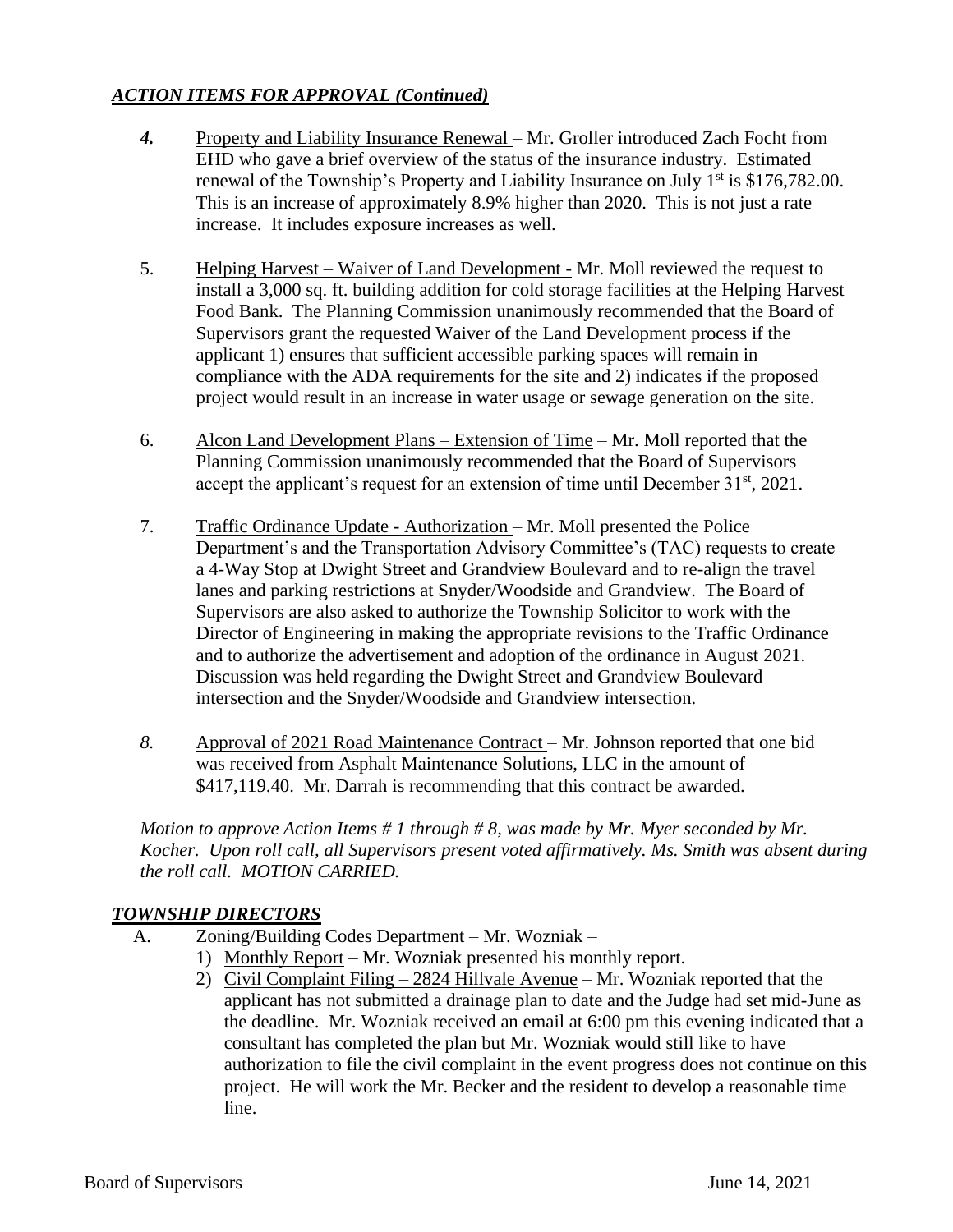## *ACTION ITEMS FOR APPROVAL (Continued)*

4. Property and Liability Insurance Renewal – Mr. Groller introduced Zach Focht from EHD who gave a brief overview of the status of the insurance industry. Estimated renewal of the Township's Property and Liability Insurance on July 1st is $176,782.00. This is an increase of approximately 8.9% higher than 2020. This is not just a rate increase. It includes exposure increases as well.

5. Helping Harvest – Waiver of Land Development - Mr. Moll reviewed the request to install a 3,000 sq. ft. building addition for cold storage facilities at the Helping Harvest Food Bank. The Planning Commission unanimously recommended that the Board of Supervisors grant the requested Waiver of the Land Development process if the applicant 1) ensures that sufficient accessible parking spaces will remain in compliance with the ADA requirements for the site and 2) indicates if the proposed project would result in an increase in water usage or sewage generation on the site.

6. Alcon Land Development Plans – Extension of Time – Mr. Moll reported that the Planning Commission unanimously recommended that the Board of Supervisors accept the applicant's request for an extension of time until December 31st, 2021.

7. Traffic Ordinance Update - Authorization – Mr. Moll presented the Police Department's and the Transportation Advisory Committee's (TAC) requests to create a 4-Way Stop at Dwight Street and Grandview Boulevard and to re-align the travel lanes and parking restrictions at Snyder/Woodside and Grandview. The Board of Supervisors are also asked to authorize the Township Solicitor to work with the Director of Engineering in making the appropriate revisions to the Traffic Ordinance and to authorize the advertisement and adoption of the ordinance in August 2021. Discussion was held regarding the Dwight Street and Grandview Boulevard intersection and the Snyder/Woodside and Grandview intersection.

8. Approval of 2021 Road Maintenance Contract – Mr. Johnson reported that one bid was received from Asphalt Maintenance Solutions, LLC in the amount of $417,119.40. Mr. Darrah is recommending that this contract be awarded.

*Motion to approve Action Items # 1 through # 8, was made by Mr. Myer seconded by Mr. Kocher. Upon roll call, all Supervisors present voted affirmatively. Ms. Smith was absent during the roll call. MOTION CARRIED.*

## *TOWNSHIP DIRECTORS*

A. Zoning/Building Codes Department – Mr. Wozniak –
   1) Monthly Report – Mr. Wozniak presented his monthly report.
   2) Civil Complaint Filing – 2824 Hillvale Avenue – Mr. Wozniak reported that the applicant has not submitted a drainage plan to date and the Judge had set mid-June as the deadline. Mr. Wozniak received an email at 6:00 pm this evening indicated that a consultant has completed the plan but Mr. Wozniak would still like to have authorization to file the civil complaint in the event progress does not continue on this project. He will work the Mr. Becker and the resident to develop a reasonable time line.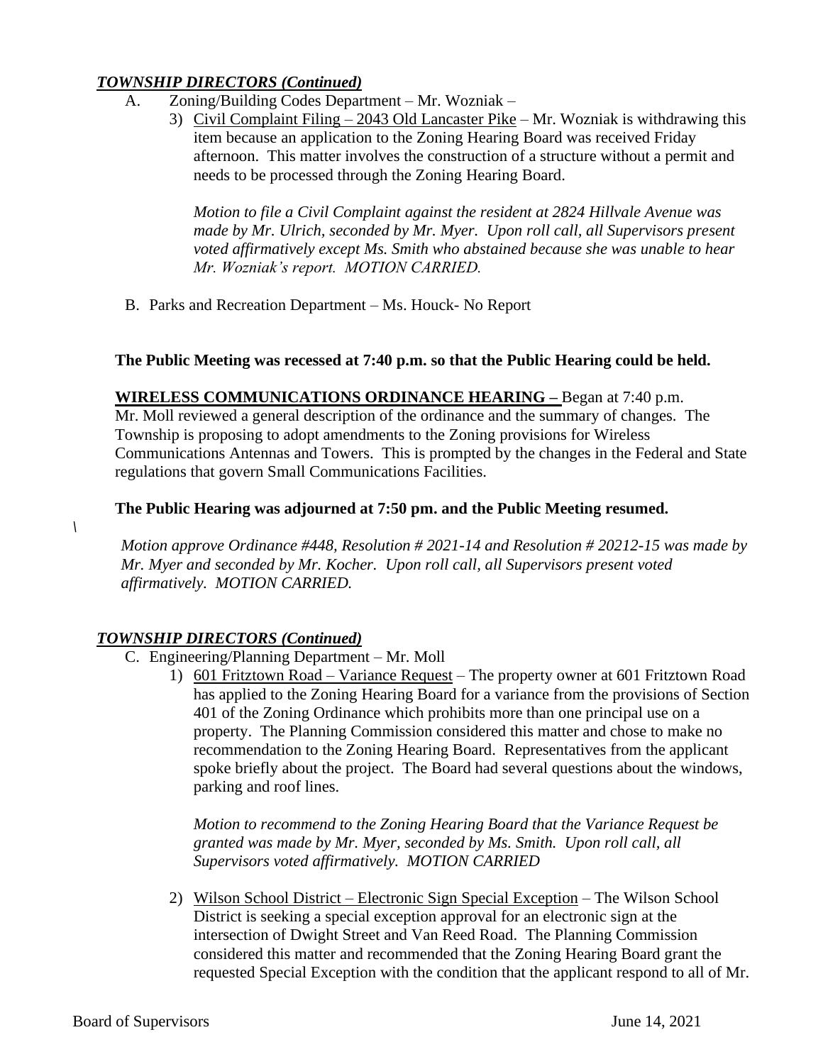***TOWNSHIP DIRECTORS (Continued)***

A. Zoning/Building Codes Department – Mr. Wozniak –

3) Civil Complaint Filing – 2043 Old Lancaster Pike – Mr. Wozniak is withdrawing this item because an application to the Zoning Hearing Board was received Friday afternoon. This matter involves the construction of a structure without a permit and needs to be processed through the Zoning Hearing Board.

*Motion to file a Civil Complaint against the resident at 2824 Hillvale Avenue was made by Mr. Ulrich, seconded by Mr. Myer. Upon roll call, all Supervisors present voted affirmatively except Ms. Smith who abstained because she was unable to hear Mr. Wozniak's report. MOTION CARRIED.*

B. Parks and Recreation Department – Ms. Houck- No Report

**The Public Meeting was recessed at 7:40 p.m. so that the Public Hearing could be held.**

**WIRELESS COMMUNICATIONS ORDINANCE HEARING –** Began at 7:40 p.m. Mr. Moll reviewed a general description of the ordinance and the summary of changes. The Township is proposing to adopt amendments to the Zoning provisions for Wireless Communications Antennas and Towers. This is prompted by the changes in the Federal and State regulations that govern Small Communications Facilities.

**The Public Hearing was adjourned at 7:50 pm. and the Public Meeting resumed.**

\

*Motion approve Ordinance #448, Resolution # 2021-14 and Resolution # 20212-15 was made by Mr. Myer and seconded by Mr. Kocher. Upon roll call, all Supervisors present voted affirmatively. MOTION CARRIED.*

***TOWNSHIP DIRECTORS (Continued)***

C. Engineering/Planning Department – Mr. Moll

1) 601 Fritztown Road – Variance Request – The property owner at 601 Fritztown Road has applied to the Zoning Hearing Board for a variance from the provisions of Section 401 of the Zoning Ordinance which prohibits more than one principal use on a property. The Planning Commission considered this matter and chose to make no recommendation to the Zoning Hearing Board. Representatives from the applicant spoke briefly about the project. The Board had several questions about the windows, parking and roof lines.

*Motion to recommend to the Zoning Hearing Board that the Variance Request be granted was made by Mr. Myer, seconded by Ms. Smith. Upon roll call, all Supervisors voted affirmatively. MOTION CARRIED*

2) Wilson School District – Electronic Sign Special Exception – The Wilson School District is seeking a special exception approval for an electronic sign at the intersection of Dwight Street and Van Reed Road. The Planning Commission considered this matter and recommended that the Zoning Hearing Board grant the requested Special Exception with the condition that the applicant respond to all of Mr.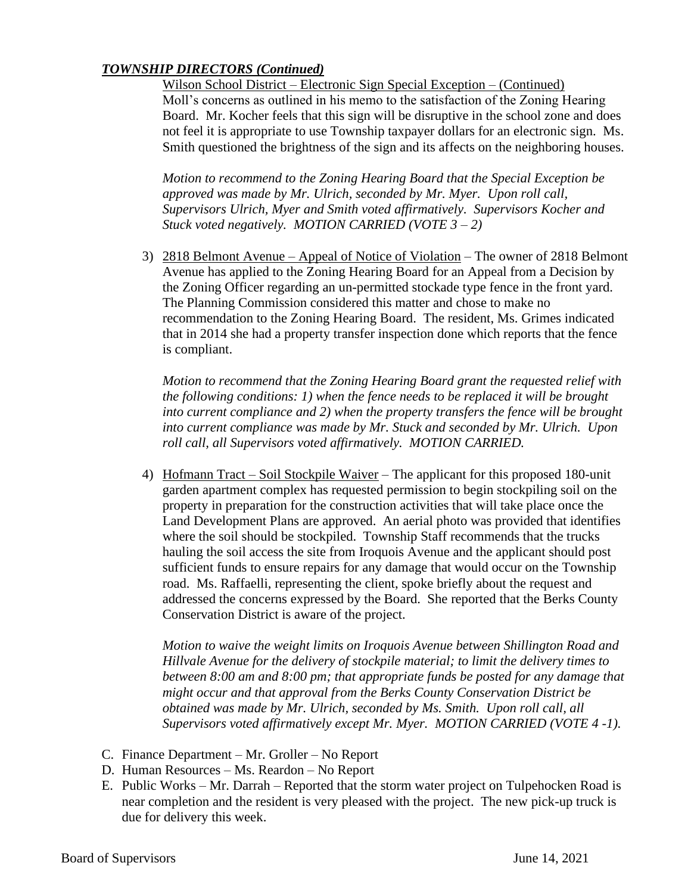### ***TOWNSHIP DIRECTORS (Continued)***

Wilson School District – Electronic Sign Special Exception – (Continued)
Moll's concerns as outlined in his memo to the satisfaction of the Zoning Hearing Board. Mr. Kocher feels that this sign will be disruptive in the school zone and does not feel it is appropriate to use Township taxpayer dollars for an electronic sign. Ms. Smith questioned the brightness of the sign and its affects on the neighboring houses.

*Motion to recommend to the Zoning Hearing Board that the Special Exception be approved was made by Mr. Ulrich, seconded by Mr. Myer. Upon roll call, Supervisors Ulrich, Myer and Smith voted affirmatively. Supervisors Kocher and Stuck voted negatively. MOTION CARRIED (VOTE 3 – 2)*

3) 2818 Belmont Avenue – Appeal of Notice of Violation – The owner of 2818 Belmont Avenue has applied to the Zoning Hearing Board for an Appeal from a Decision by the Zoning Officer regarding an un-permitted stockade type fence in the front yard. The Planning Commission considered this matter and chose to make no recommendation to the Zoning Hearing Board. The resident, Ms. Grimes indicated that in 2014 she had a property transfer inspection done which reports that the fence is compliant.

   *Motion to recommend that the Zoning Hearing Board grant the requested relief with the following conditions: 1) when the fence needs to be replaced it will be brought into current compliance and 2) when the property transfers the fence will be brought into current compliance was made by Mr. Stuck and seconded by Mr. Ulrich. Upon roll call, all Supervisors voted affirmatively. MOTION CARRIED.*

4) Hofmann Tract – Soil Stockpile Waiver – The applicant for this proposed 180-unit garden apartment complex has requested permission to begin stockpiling soil on the property in preparation for the construction activities that will take place once the Land Development Plans are approved. An aerial photo was provided that identifies where the soil should be stockpiled. Township Staff recommends that the trucks hauling the soil access the site from Iroquois Avenue and the applicant should post sufficient funds to ensure repairs for any damage that would occur on the Township road. Ms. Raffaelli, representing the client, spoke briefly about the request and addressed the concerns expressed by the Board. She reported that the Berks County Conservation District is aware of the project.

   *Motion to waive the weight limits on Iroquois Avenue between Shillington Road and Hillvale Avenue for the delivery of stockpile material; to limit the delivery times to between 8:00 am and 8:00 pm; that appropriate funds be posted for any damage that might occur and that approval from the Berks County Conservation District be obtained was made by Mr. Ulrich, seconded by Ms. Smith. Upon roll call, all Supervisors voted affirmatively except Mr. Myer. MOTION CARRIED (VOTE 4 -1).*

C. Finance Department – Mr. Groller – No Report
D. Human Resources – Ms. Reardon – No Report
E. Public Works – Mr. Darrah – Reported that the storm water project on Tulpehocken Road is near completion and the resident is very pleased with the project. The new pick-up truck is due for delivery this week.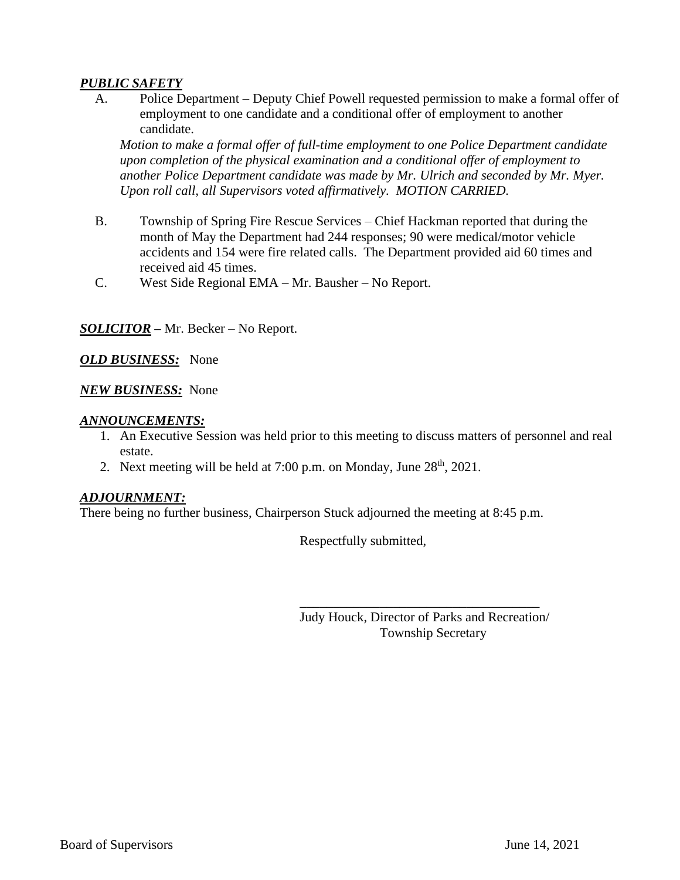***PUBLIC SAFETY***

A. Police Department – Deputy Chief Powell requested permission to make a formal offer of employment to one candidate and a conditional offer of employment to another candidate.

*Motion to make a formal offer of full-time employment to one Police Department candidate upon completion of the physical examination and a conditional offer of employment to another Police Department candidate was made by Mr. Ulrich and seconded by Mr. Myer. Upon roll call, all Supervisors voted affirmatively. MOTION CARRIED.*

B. Township of Spring Fire Rescue Services – Chief Hackman reported that during the month of May the Department had 244 responses; 90 were medical/motor vehicle accidents and 154 were fire related calls. The Department provided aid 60 times and received aid 45 times.

C. West Side Regional EMA – Mr. Bausher – No Report.

***SOLICITOR*** **–** Mr. Becker – No Report.

***OLD BUSINESS:*** None

***NEW BUSINESS:*** None

***ANNOUNCEMENTS:***

1. An Executive Session was held prior to this meeting to discuss matters of personnel and real estate.
2. Next meeting will be held at 7:00 p.m. on Monday, June 28th, 2021.

***ADJOURNMENT:***

There being no further business, Chairperson Stuck adjourned the meeting at 8:45 p.m.

Respectfully submitted,

\_\_\_\_\_\_\_\_\_\_\_\_\_\_\_\_\_\_\_\_\_\_\_\_\_\_\_\_\_\_\_\_\_\_\_\_

Judy Houck, Director of Parks and Recreation/
Township Secretary